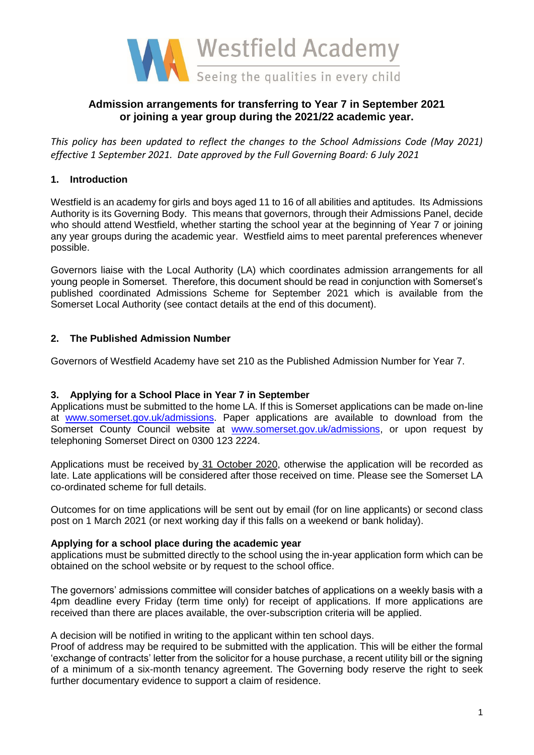Westfield Academy

Seeing the qualities in every child

# Admission arrangements for transferring to Year 7 in September 2021 or joining a year group during the 2021/22 academic year.

*This policy has been updated to reflect the changes to the School Admissions Code (May 2021) effective 1 September 2021. Date approved by the Full Governing Board: 6 July 2021*

## 1. Introduction

Westfield is an academy for girls and boys aged 11 to 16 of all abilities and aptitudes. Its Admissions Authority is its Governing Body. This means that governors, through their Admissions Panel, decide who should attend Westfield, whether starting the school year at the beginning of Year 7 or joining any year groups during the academic year. Westfield aims to meet parental preferences whenever possible.

Governors liaise with the Local Authority (LA) which coordinates admission arrangements for all young people in Somerset. Therefore, this document should be read in conjunction with Somerset's published coordinated Admissions Scheme for September 2021 which is available from the Somerset Local Authority (see contact details at the end of this document).

## 2. The Published Admission Number

Governors of Westfield Academy have set 210 as the Published Admission Number for Year 7.

## 3. Applying for a School Place in Year 7 in September

Applications must be submitted to the home LA. If this is Somerset applications can be made on-line at www.somerset.gov.uk/admissions. Paper applications are available to download from the Somerset County Council website at www.somerset.gov.uk/admissions, or upon request by telephoning Somerset Direct on 0300 123 2224.

Applications must be received by 31 October 2020, otherwise the application will be recorded as late. Late applications will be considered after those received on time. Please see the Somerset LA co-ordinated scheme for full details.

Outcomes for on time applications will be sent out by email (for on line applicants) or second class post on 1 March 2021 (or next working day if this falls on a weekend or bank holiday).

**Applying for a school place during the academic year**

applications must be submitted directly to the school using the in-year application form which can be obtained on the school website or by request to the school office.

The governors' admissions committee will consider batches of applications on a weekly basis with a 4pm deadline every Friday (term time only) for receipt of applications. If more applications are received than there are places available, the over-subscription criteria will be applied.

A decision will be notified in writing to the applicant within ten school days.

Proof of address may be required to be submitted with the application. This will be either the formal 'exchange of contracts' letter from the solicitor for a house purchase, a recent utility bill or the signing of a minimum of a six-month tenancy agreement. The Governing body reserve the right to seek further documentary evidence to support a claim of residence.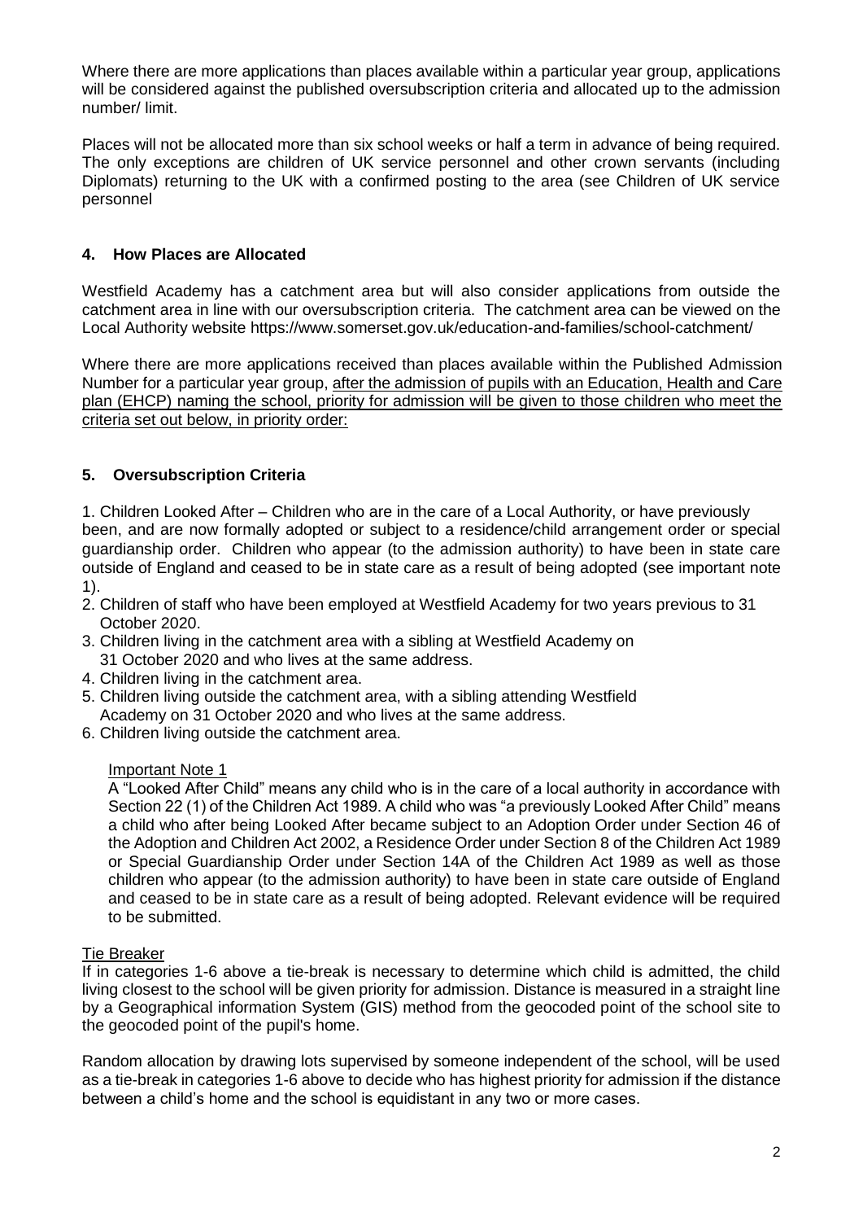Where there are more applications than places available within a particular year group, applications will be considered against the published oversubscription criteria and allocated up to the admission number/ limit.

Places will not be allocated more than six school weeks or half a term in advance of being required. The only exceptions are children of UK service personnel and other crown servants (including Diplomats) returning to the UK with a confirmed posting to the area (see Children of UK service personnel

## 4. How Places are Allocated

Westfield Academy has a catchment area but will also consider applications from outside the catchment area in line with our oversubscription criteria. The catchment area can be viewed on the Local Authority website https://www.somerset.gov.uk/education-and-families/school-catchment/

Where there are more applications received than places available within the Published Admission Number for a particular year group, after the admission of pupils with an Education, Health and Care plan (EHCP) naming the school, priority for admission will be given to those children who meet the criteria set out below, in priority order:

## 5. Oversubscription Criteria

1. Children Looked After – Children who are in the care of a Local Authority, or have previously been, and are now formally adopted or subject to a residence/child arrangement order or special guardianship order. Children who appear (to the admission authority) to have been in state care outside of England and ceased to be in state care as a result of being adopted (see important note 1).
2. Children of staff who have been employed at Westfield Academy for two years previous to 31 October 2020.
3. Children living in the catchment area with a sibling at Westfield Academy on 31 October 2020 and who lives at the same address.
4. Children living in the catchment area.
5. Children living outside the catchment area, with a sibling attending Westfield Academy on 31 October 2020 and who lives at the same address.
6. Children living outside the catchment area.

Important Note 1

A "Looked After Child" means any child who is in the care of a local authority in accordance with Section 22 (1) of the Children Act 1989. A child who was "a previously Looked After Child" means a child who after being Looked After became subject to an Adoption Order under Section 46 of the Adoption and Children Act 2002, a Residence Order under Section 8 of the Children Act 1989 or Special Guardianship Order under Section 14A of the Children Act 1989 as well as those children who appear (to the admission authority) to have been in state care outside of England and ceased to be in state care as a result of being adopted. Relevant evidence will be required to be submitted.

Tie Breaker

If in categories 1-6 above a tie-break is necessary to determine which child is admitted, the child living closest to the school will be given priority for admission. Distance is measured in a straight line by a Geographical information System (GIS) method from the geocoded point of the school site to the geocoded point of the pupil's home.

Random allocation by drawing lots supervised by someone independent of the school, will be used as a tie-break in categories 1-6 above to decide who has highest priority for admission if the distance between a child's home and the school is equidistant in any two or more cases.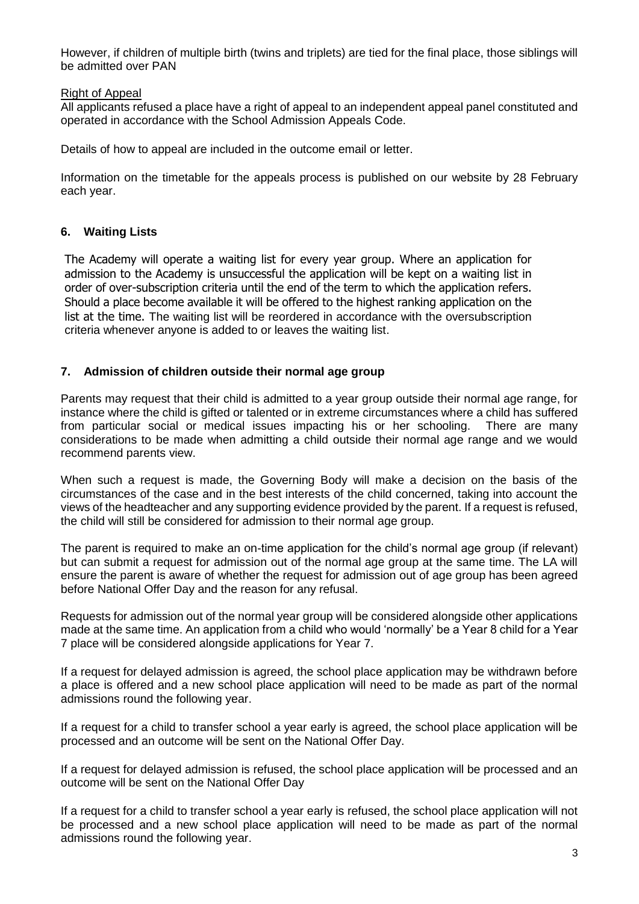However, if children of multiple birth (twins and triplets) are tied for the final place, those siblings will be admitted over PAN

Right of Appeal

All applicants refused a place have a right of appeal to an independent appeal panel constituted and operated in accordance with the School Admission Appeals Code.

Details of how to appeal are included in the outcome email or letter.

Information on the timetable for the appeals process is published on our website by 28 February each year.

## 6. Waiting Lists

The Academy will operate a waiting list for every year group. Where an application for admission to the Academy is unsuccessful the application will be kept on a waiting list in order of over-subscription criteria until the end of the term to which the application refers. Should a place become available it will be offered to the highest ranking application on the list at the time. The waiting list will be reordered in accordance with the oversubscription criteria whenever anyone is added to or leaves the waiting list.

## 7. Admission of children outside their normal age group

Parents may request that their child is admitted to a year group outside their normal age range, for instance where the child is gifted or talented or in extreme circumstances where a child has suffered from particular social or medical issues impacting his or her schooling. There are many considerations to be made when admitting a child outside their normal age range and we would recommend parents view.

When such a request is made, the Governing Body will make a decision on the basis of the circumstances of the case and in the best interests of the child concerned, taking into account the views of the headteacher and any supporting evidence provided by the parent. If a request is refused, the child will still be considered for admission to their normal age group.

The parent is required to make an on-time application for the child's normal age group (if relevant) but can submit a request for admission out of the normal age group at the same time. The LA will ensure the parent is aware of whether the request for admission out of age group has been agreed before National Offer Day and the reason for any refusal.

Requests for admission out of the normal year group will be considered alongside other applications made at the same time. An application from a child who would 'normally' be a Year 8 child for a Year 7 place will be considered alongside applications for Year 7.

If a request for delayed admission is agreed, the school place application may be withdrawn before a place is offered and a new school place application will need to be made as part of the normal admissions round the following year.

If a request for a child to transfer school a year early is agreed, the school place application will be processed and an outcome will be sent on the National Offer Day.

If a request for delayed admission is refused, the school place application will be processed and an outcome will be sent on the National Offer Day

If a request for a child to transfer school a year early is refused, the school place application will not be processed and a new school place application will need to be made as part of the normal admissions round the following year.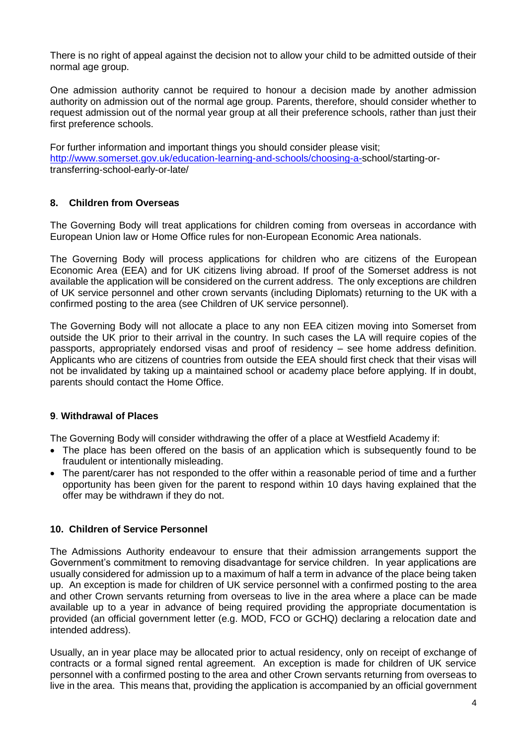There is no right of appeal against the decision not to allow your child to be admitted outside of their normal age group.

One admission authority cannot be required to honour a decision made by another admission authority on admission out of the normal age group. Parents, therefore, should consider whether to request admission out of the normal year group at all their preference schools, rather than just their first preference schools.

For further information and important things you should consider please visit; http://www.somerset.gov.uk/education-learning-and-schools/choosing-a-school/starting-or-transferring-school-early-or-late/

## 8. Children from Overseas

The Governing Body will treat applications for children coming from overseas in accordance with European Union law or Home Office rules for non-European Economic Area nationals.

The Governing Body will process applications for children who are citizens of the European Economic Area (EEA) and for UK citizens living abroad. If proof of the Somerset address is not available the application will be considered on the current address. The only exceptions are children of UK service personnel and other crown servants (including Diplomats) returning to the UK with a confirmed posting to the area (see Children of UK service personnel).

The Governing Body will not allocate a place to any non EEA citizen moving into Somerset from outside the UK prior to their arrival in the country. In such cases the LA will require copies of the passports, appropriately endorsed visas and proof of residency – see home address definition. Applicants who are citizens of countries from outside the EEA should first check that their visas will not be invalidated by taking up a maintained school or academy place before applying. If in doubt, parents should contact the Home Office.

## 9. Withdrawal of Places

The Governing Body will consider withdrawing the offer of a place at Westfield Academy if:

- The place has been offered on the basis of an application which is subsequently found to be fraudulent or intentionally misleading.
- The parent/carer has not responded to the offer within a reasonable period of time and a further opportunity has been given for the parent to respond within 10 days having explained that the offer may be withdrawn if they do not.

## 10. Children of Service Personnel

The Admissions Authority endeavour to ensure that their admission arrangements support the Government's commitment to removing disadvantage for service children. In year applications are usually considered for admission up to a maximum of half a term in advance of the place being taken up. An exception is made for children of UK service personnel with a confirmed posting to the area and other Crown servants returning from overseas to live in the area where a place can be made available up to a year in advance of being required providing the appropriate documentation is provided (an official government letter (e.g. MOD, FCO or GCHQ) declaring a relocation date and intended address).

Usually, an in year place may be allocated prior to actual residency, only on receipt of exchange of contracts or a formal signed rental agreement. An exception is made for children of UK service personnel with a confirmed posting to the area and other Crown servants returning from overseas to live in the area. This means that, providing the application is accompanied by an official government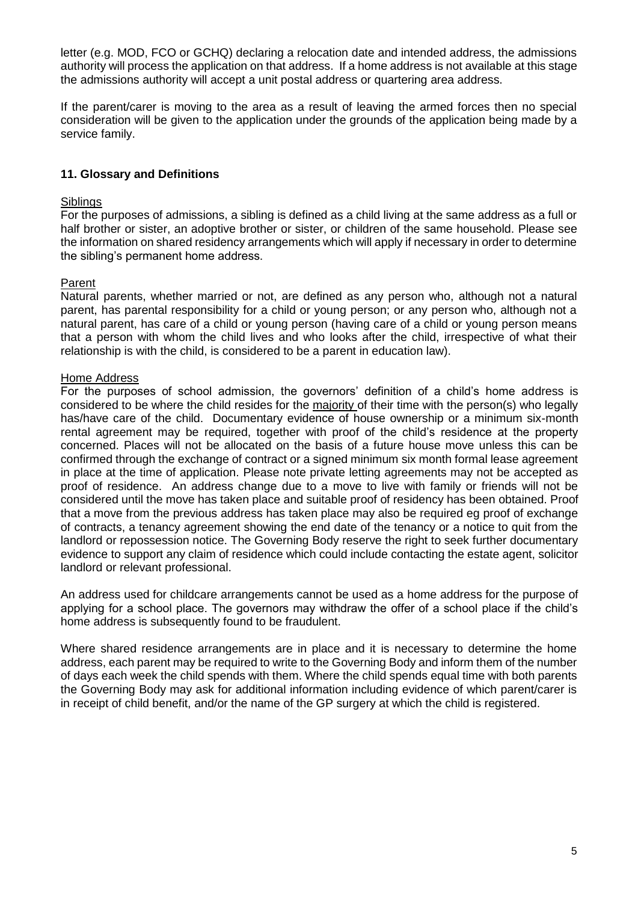letter (e.g. MOD, FCO or GCHQ) declaring a relocation date and intended address, the admissions authority will process the application on that address. If a home address is not available at this stage the admissions authority will accept a unit postal address or quartering area address.

If the parent/carer is moving to the area as a result of leaving the armed forces then no special consideration will be given to the application under the grounds of the application being made by a service family.

## 11. Glossary and Definitions

<u>Siblings</u>
For the purposes of admissions, a sibling is defined as a child living at the same address as a full or half brother or sister, an adoptive brother or sister, or children of the same household. Please see the information on shared residency arrangements which will apply if necessary in order to determine the sibling's permanent home address.

<u>Parent</u>
Natural parents, whether married or not, are defined as any person who, although not a natural parent, has parental responsibility for a child or young person; or any person who, although not a natural parent, has care of a child or young person (having care of a child or young person means that a person with whom the child lives and who looks after the child, irrespective of what their relationship is with the child, is considered to be a parent in education law).

<u>Home Address</u>
For the purposes of school admission, the governors' definition of a child's home address is considered to be where the child resides for the <u>majority</u> of their time with the person(s) who legally has/have care of the child. Documentary evidence of house ownership or a minimum six-month rental agreement may be required, together with proof of the child's residence at the property concerned. Places will not be allocated on the basis of a future house move unless this can be confirmed through the exchange of contract or a signed minimum six month formal lease agreement in place at the time of application. Please note private letting agreements may not be accepted as proof of residence. An address change due to a move to live with family or friends will not be considered until the move has taken place and suitable proof of residency has been obtained. Proof that a move from the previous address has taken place may also be required eg proof of exchange of contracts, a tenancy agreement showing the end date of the tenancy or a notice to quit from the landlord or repossession notice. The Governing Body reserve the right to seek further documentary evidence to support any claim of residence which could include contacting the estate agent, solicitor landlord or relevant professional.

An address used for childcare arrangements cannot be used as a home address for the purpose of applying for a school place. The governors may withdraw the offer of a school place if the child's home address is subsequently found to be fraudulent.

Where shared residence arrangements are in place and it is necessary to determine the home address, each parent may be required to write to the Governing Body and inform them of the number of days each week the child spends with them. Where the child spends equal time with both parents the Governing Body may ask for additional information including evidence of which parent/carer is in receipt of child benefit, and/or the name of the GP surgery at which the child is registered.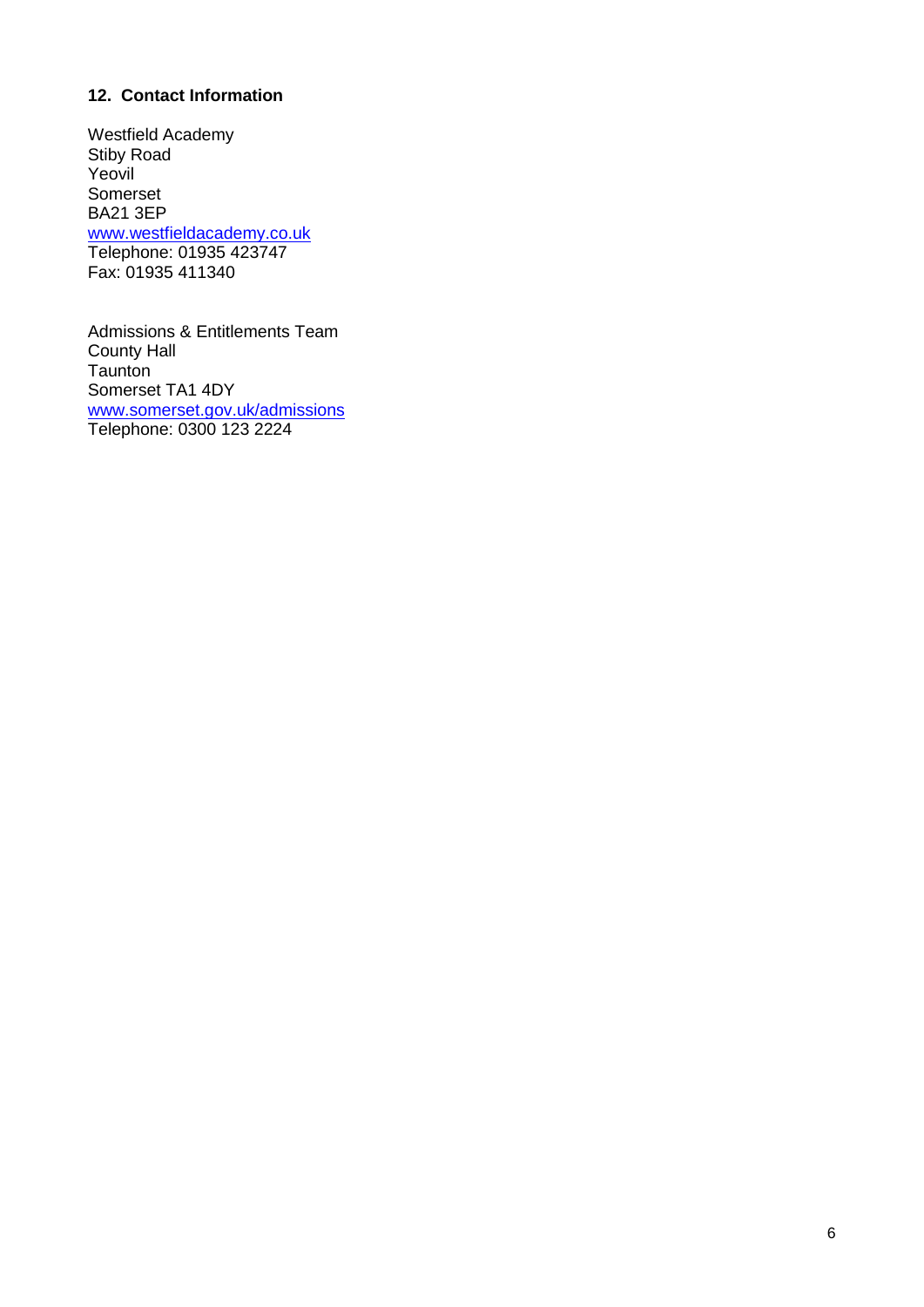## 12. Contact Information

Westfield Academy
Stiby Road
Yeovil
Somerset
BA21 3EP
www.westfieldacademy.co.uk
Telephone: 01935 423747
Fax: 01935 411340

Admissions & Entitlements Team
County Hall
Taunton
Somerset TA1 4DY
www.somerset.gov.uk/admissions
Telephone: 0300 123 2224